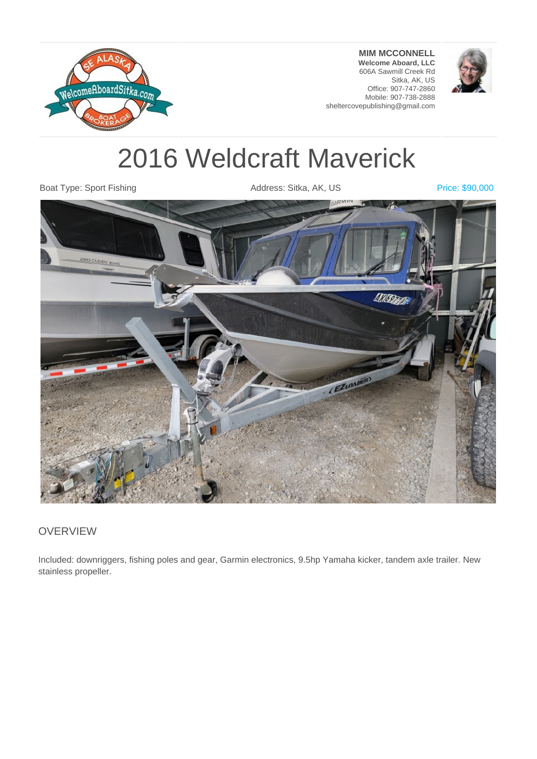**MIM MCCONNELL**
**Welcome Aboard, LLC**
606A Sawmill Creek Rd
Sitka, AK, US
Office: 907-747-2860
Mobile: 907-738-2888
sheltercovepublishing@gmail.com

# 2016 Weldcraft Maverick

Boat Type: Sport Fishing

Address: Sitka, AK, US

Price: $90,000

## OVERVIEW

Included: downriggers, fishing poles and gear, Garmin electronics, 9.5hp Yamaha kicker, tandem axle trailer. New stainless propeller.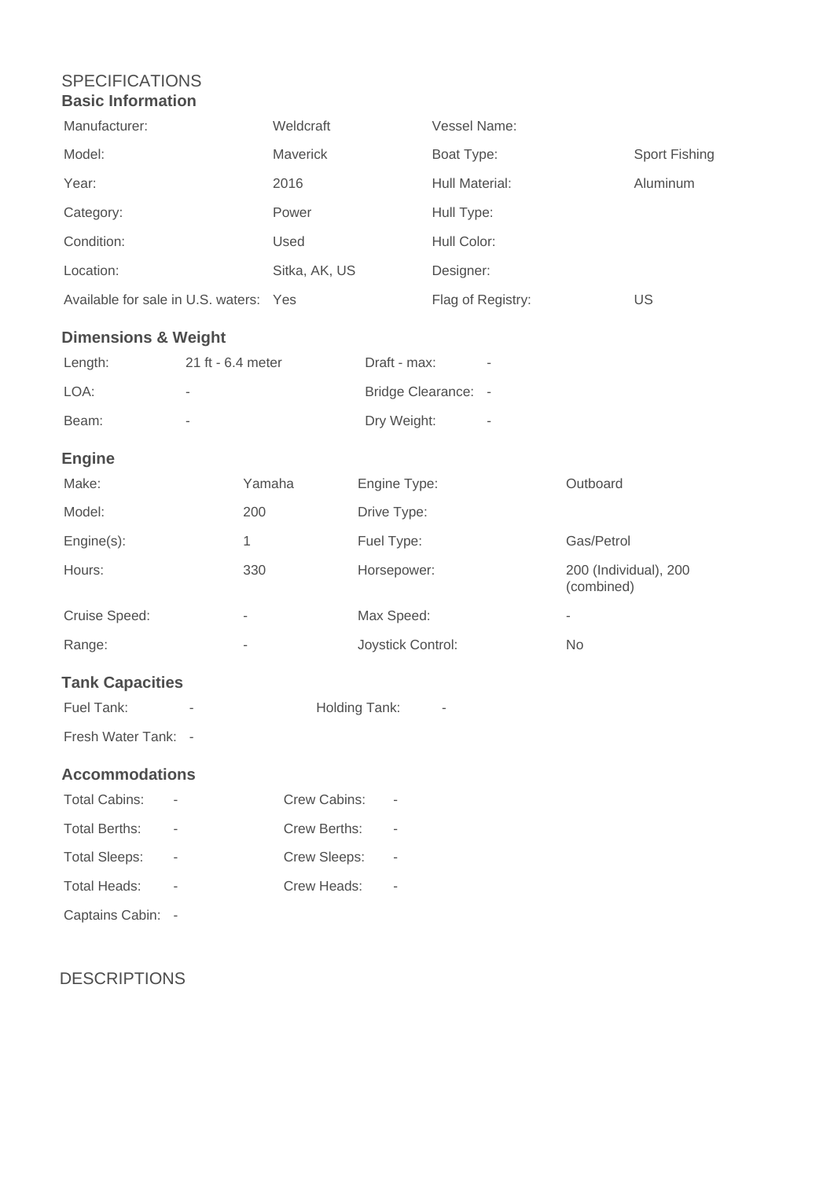# SPECIFICATIONS

## Basic Information

| | | | |
|---|---|---|---|
| Manufacturer: | Weldcraft | Vessel Name: | |
| Model: | Maverick | Boat Type: | Sport Fishing |
| Year: | 2016 | Hull Material: | Aluminum |
| Category: | Power | Hull Type: | |
| Condition: | Used | Hull Color: | |
| Location: | Sitka, AK, US | Designer: | |
| Available for sale in U.S. waters: | Yes | Flag of Registry: | US |

## Dimensions & Weight

| | | | |
|---|---|---|---|
| Length: | 21 ft - 6.4 meter | Draft - max: | - |
| LOA: | - | Bridge Clearance: | - |
| Beam: | - | Dry Weight: | - |

## Engine

| | | | |
|---|---|---|---|
| Make: | Yamaha | Engine Type: | Outboard |
| Model: | 200 | Drive Type: | |
| Engine(s): | 1 | Fuel Type: | Gas/Petrol |
| Hours: | 330 | Horsepower: | 200 (Individual), 200 (combined) |
| Cruise Speed: | - | Max Speed: | - |
| Range: | - | Joystick Control: | No |

## Tank Capacities

| | | | |
|---|---|---|---|
| Fuel Tank: | - | Holding Tank: | - |
| Fresh Water Tank: | - | | |

## Accommodations

| | | | |
|---|---|---|---|
| Total Cabins: | - | Crew Cabins: | - |
| Total Berths: | - | Crew Berths: | - |
| Total Sleeps: | - | Crew Sleeps: | - |
| Total Heads: | - | Crew Heads: | - |
| Captains Cabin: | - | | |

# DESCRIPTIONS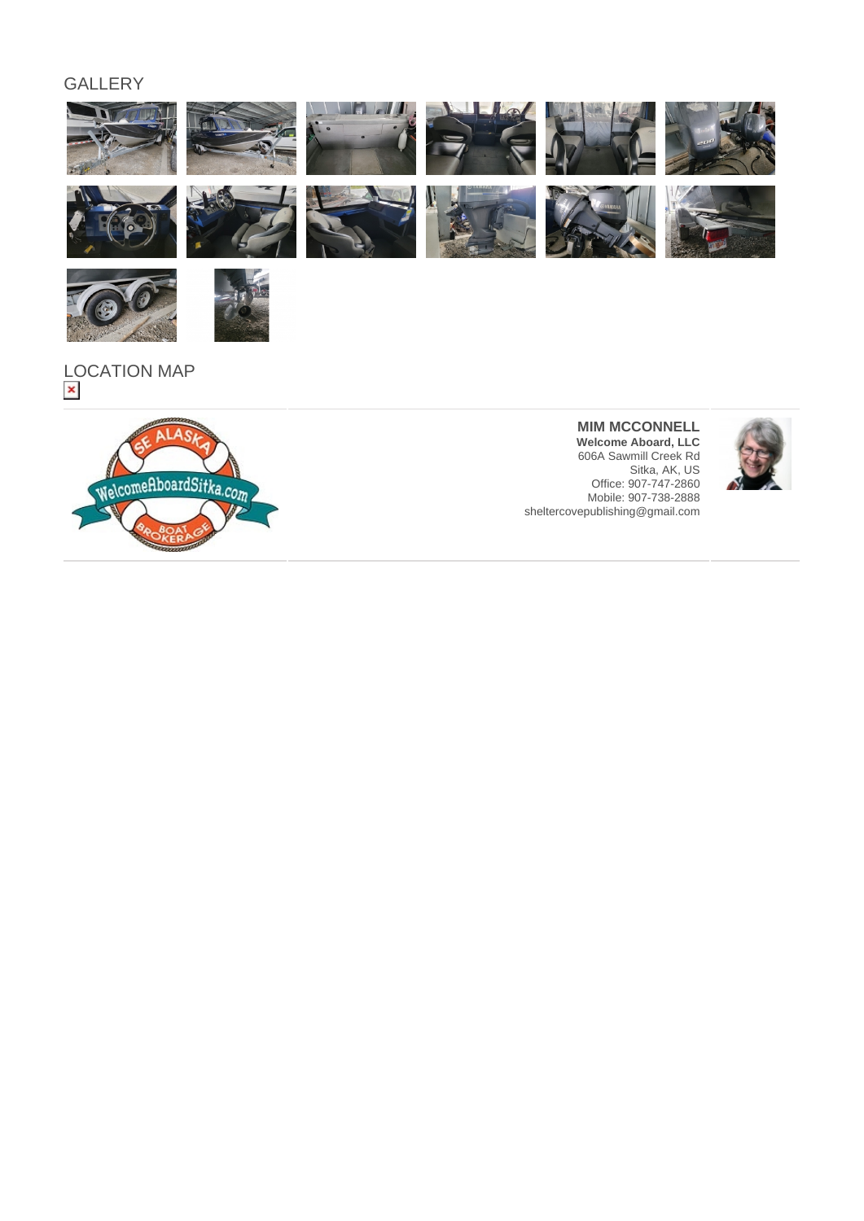## GALLERY

## LOCATION MAP

**MIM MCCONNELL**
**Welcome Aboard, LLC**
606A Sawmill Creek Rd
Sitka, AK, US
Office: 907-747-2860
Mobile: 907-738-2888
sheltercovepublishing@gmail.com